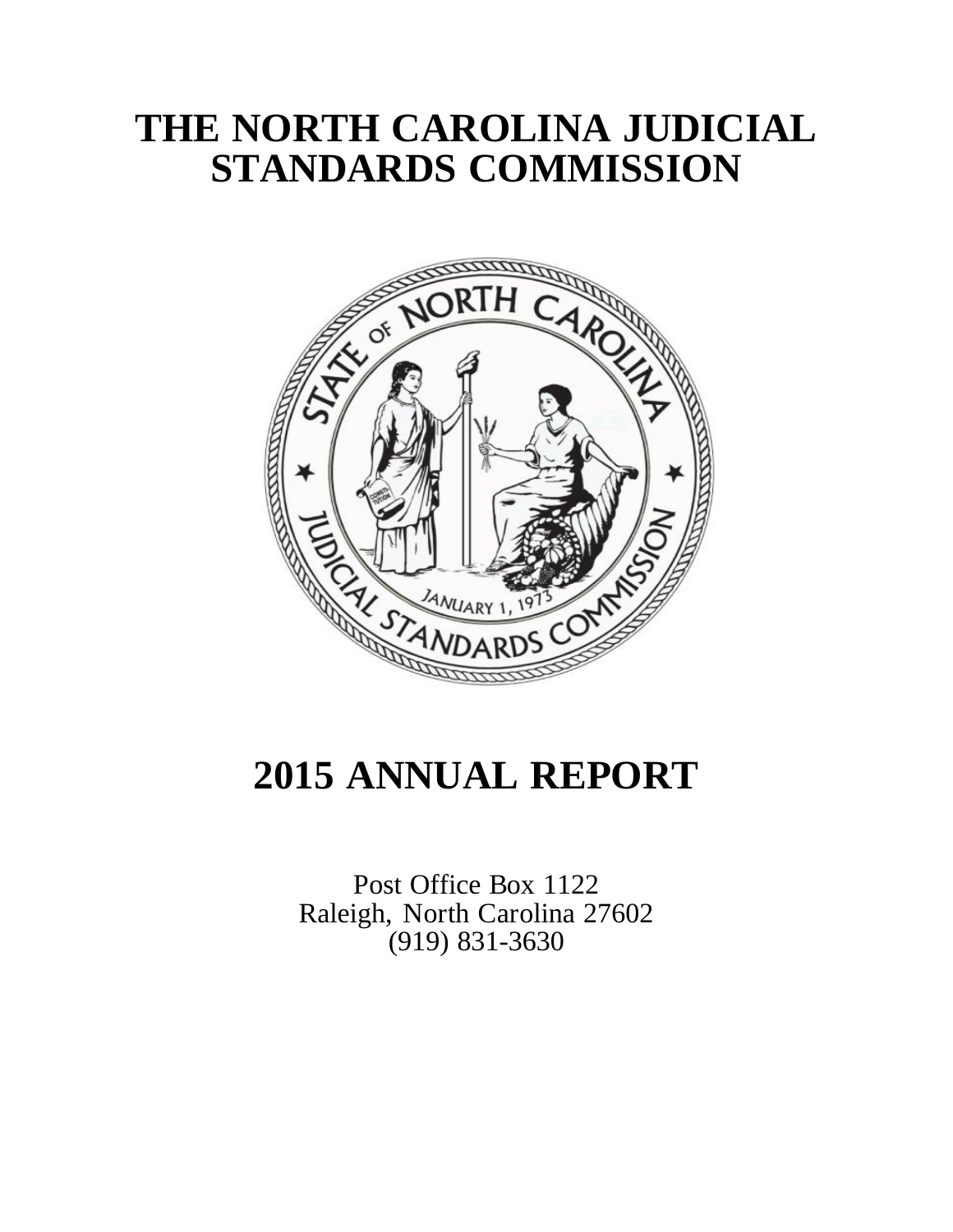# THE NORTH CAROLINA JUDICIAL STANDARDS COMMISSION

# 2015 ANNUAL REPORT

Post Office Box 1122
Raleigh, North Carolina 27602
(919) 831-3630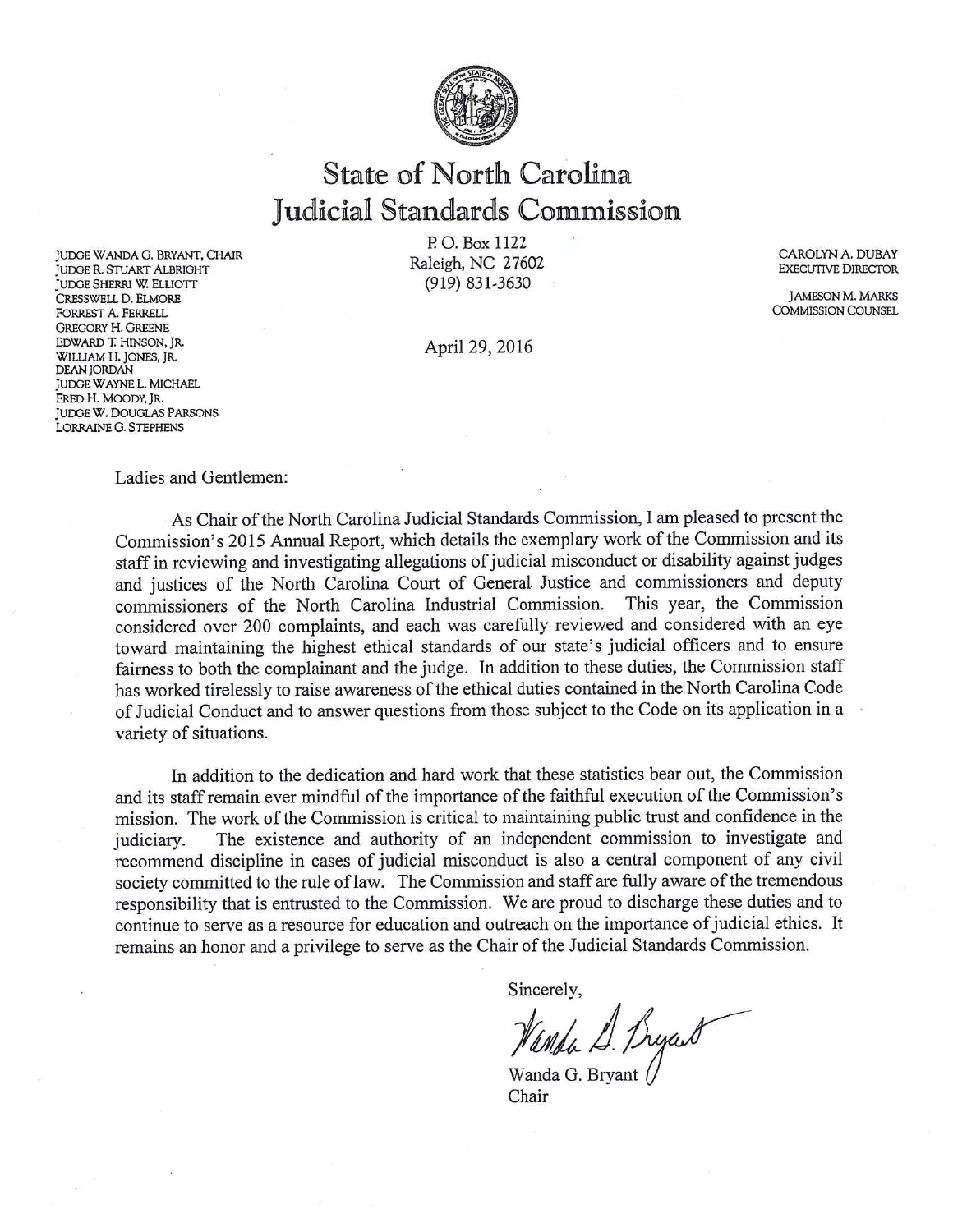# State of North Carolina
# Judicial Standards Commission

JUDGE WANDA G. BRYANT, CHAIR
JUDGE R. STUART ALBRIGHT
JUDGE SHERRI W. ELLIOTT
CRESSWELL D. ELMORE
FORREST A. FERRELL
GREGORY H. GREENE
EDWARD T. HINSON, JR.
WILLIAM H. JONES, JR.
DEAN JORDAN
JUDGE WAYNE L. MICHAEL
FRED H. MOODY, JR.
JUDGE W. DOUGLAS PARSONS
LORRAINE G. STEPHENS

P. O. Box 1122
Raleigh, NC 27602
(919) 831-3630

CAROLYN A. DUBAY
EXECUTIVE DIRECTOR

JAMESON M. MARKS
COMMISSION COUNSEL

April 29, 2016

Ladies and Gentlemen:

As Chair of the North Carolina Judicial Standards Commission, I am pleased to present the Commission's 2015 Annual Report, which details the exemplary work of the Commission and its staff in reviewing and investigating allegations of judicial misconduct or disability against judges and justices of the North Carolina Court of General Justice and commissioners and deputy commissioners of the North Carolina Industrial Commission. This year, the Commission considered over 200 complaints, and each was carefully reviewed and considered with an eye toward maintaining the highest ethical standards of our state's judicial officers and to ensure fairness to both the complainant and the judge. In addition to these duties, the Commission staff has worked tirelessly to raise awareness of the ethical duties contained in the North Carolina Code of Judicial Conduct and to answer questions from those subject to the Code on its application in a variety of situations.

In addition to the dedication and hard work that these statistics bear out, the Commission and its staff remain ever mindful of the importance of the faithful execution of the Commission's mission. The work of the Commission is critical to maintaining public trust and confidence in the judiciary. The existence and authority of an independent commission to investigate and recommend discipline in cases of judicial misconduct is also a central component of any civil society committed to the rule of law. The Commission and staff are fully aware of the tremendous responsibility that is entrusted to the Commission. We are proud to discharge these duties and to continue to serve as a resource for education and outreach on the importance of judicial ethics. It remains an honor and a privilege to serve as the Chair of the Judicial Standards Commission.

Sincerely,

Wanda G. Bryant
Chair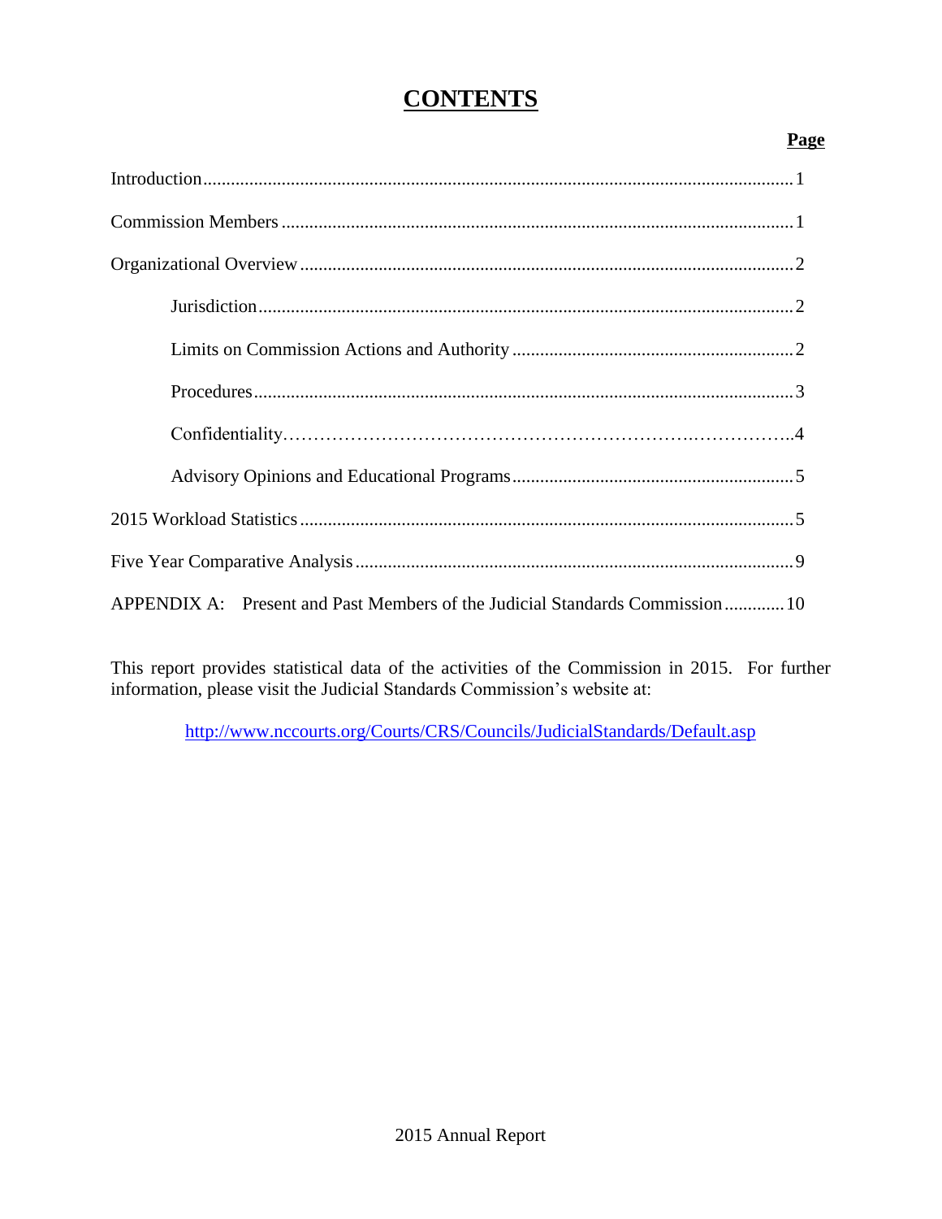# CONTENTS

| | Page |
|---|---|
| Introduction | 1 |
| Commission Members | 1 |
| Organizational Overview | 2 |
| Jurisdiction | 2 |
| Limits on Commission Actions and Authority | 2 |
| Procedures | 3 |
| Confidentiality | 4 |
| Advisory Opinions and Educational Programs | 5 |
| 2015 Workload Statistics | 5 |
| Five Year Comparative Analysis | 9 |
| APPENDIX A: Present and Past Members of the Judicial Standards Commission | 10 |

This report provides statistical data of the activities of the Commission in 2015. For further information, please visit the Judicial Standards Commission's website at:

http://www.nccourts.org/Courts/CRS/Councils/JudicialStandards/Default.asp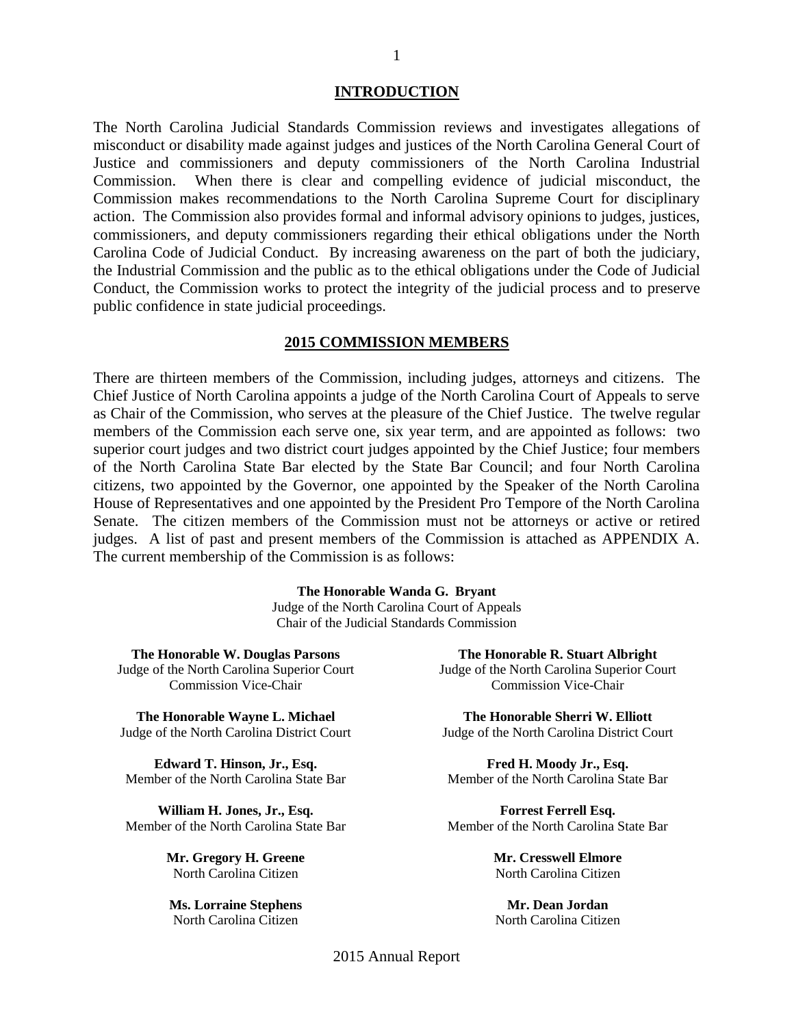## INTRODUCTION

The North Carolina Judicial Standards Commission reviews and investigates allegations of misconduct or disability made against judges and justices of the North Carolina General Court of Justice and commissioners and deputy commissioners of the North Carolina Industrial Commission. When there is clear and compelling evidence of judicial misconduct, the Commission makes recommendations to the North Carolina Supreme Court for disciplinary action. The Commission also provides formal and informal advisory opinions to judges, justices, commissioners, and deputy commissioners regarding their ethical obligations under the North Carolina Code of Judicial Conduct. By increasing awareness on the part of both the judiciary, the Industrial Commission and the public as to the ethical obligations under the Code of Judicial Conduct, the Commission works to protect the integrity of the judicial process and to preserve public confidence in state judicial proceedings.

## 2015 COMMISSION MEMBERS

There are thirteen members of the Commission, including judges, attorneys and citizens. The Chief Justice of North Carolina appoints a judge of the North Carolina Court of Appeals to serve as Chair of the Commission, who serves at the pleasure of the Chief Justice. The twelve regular members of the Commission each serve one, six year term, and are appointed as follows: two superior court judges and two district court judges appointed by the Chief Justice; four members of the North Carolina State Bar elected by the State Bar Council; and four North Carolina citizens, two appointed by the Governor, one appointed by the Speaker of the North Carolina House of Representatives and one appointed by the President Pro Tempore of the North Carolina Senate. The citizen members of the Commission must not be attorneys or active or retired judges. A list of past and present members of the Commission is attached as APPENDIX A. The current membership of the Commission is as follows:

**The Honorable Wanda G. Bryant**
Judge of the North Carolina Court of Appeals
Chair of the Judicial Standards Commission

**The Honorable W. Douglas Parsons**
Judge of the North Carolina Superior Court
Commission Vice-Chair

**The Honorable R. Stuart Albright**
Judge of the North Carolina Superior Court
Commission Vice-Chair

**The Honorable Wayne L. Michael**
Judge of the North Carolina District Court

**The Honorable Sherri W. Elliott**
Judge of the North Carolina District Court

**Edward T. Hinson, Jr., Esq.**
Member of the North Carolina State Bar

**Fred H. Moody Jr., Esq.**
Member of the North Carolina State Bar

**William H. Jones, Jr., Esq.**
Member of the North Carolina State Bar

**Forrest Ferrell Esq.**
Member of the North Carolina State Bar

**Mr. Gregory H. Greene**
North Carolina Citizen

**Mr. Cresswell Elmore**
North Carolina Citizen

**Ms. Lorraine Stephens**
North Carolina Citizen

**Mr. Dean Jordan**
North Carolina Citizen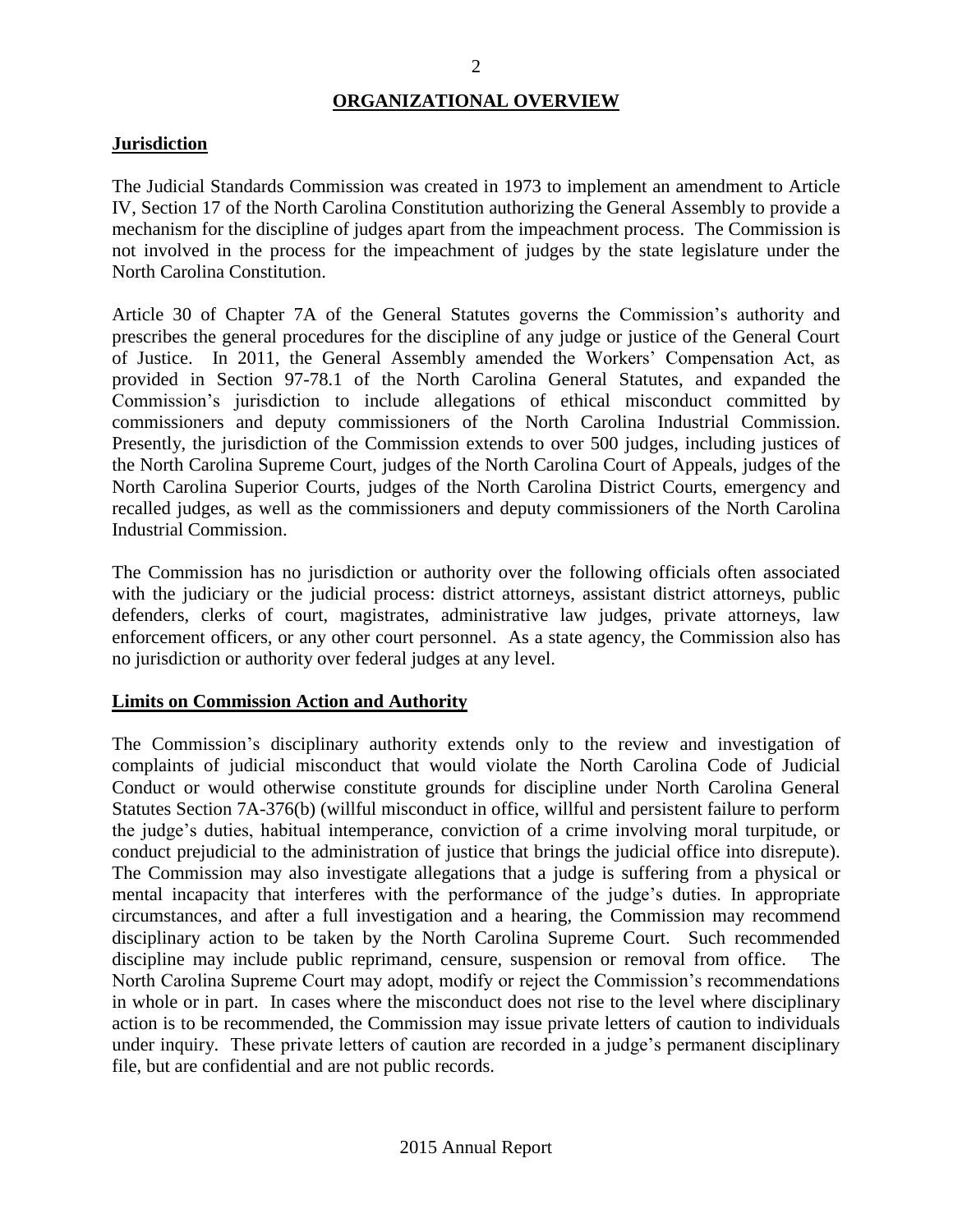# ORGANIZATIONAL OVERVIEW

## Jurisdiction

The Judicial Standards Commission was created in 1973 to implement an amendment to Article IV, Section 17 of the North Carolina Constitution authorizing the General Assembly to provide a mechanism for the discipline of judges apart from the impeachment process. The Commission is not involved in the process for the impeachment of judges by the state legislature under the North Carolina Constitution.

Article 30 of Chapter 7A of the General Statutes governs the Commission's authority and prescribes the general procedures for the discipline of any judge or justice of the General Court of Justice. In 2011, the General Assembly amended the Workers' Compensation Act, as provided in Section 97-78.1 of the North Carolina General Statutes, and expanded the Commission's jurisdiction to include allegations of ethical misconduct committed by commissioners and deputy commissioners of the North Carolina Industrial Commission. Presently, the jurisdiction of the Commission extends to over 500 judges, including justices of the North Carolina Supreme Court, judges of the North Carolina Court of Appeals, judges of the North Carolina Superior Courts, judges of the North Carolina District Courts, emergency and recalled judges, as well as the commissioners and deputy commissioners of the North Carolina Industrial Commission.

The Commission has no jurisdiction or authority over the following officials often associated with the judiciary or the judicial process: district attorneys, assistant district attorneys, public defenders, clerks of court, magistrates, administrative law judges, private attorneys, law enforcement officers, or any other court personnel. As a state agency, the Commission also has no jurisdiction or authority over federal judges at any level.

## Limits on Commission Action and Authority

The Commission's disciplinary authority extends only to the review and investigation of complaints of judicial misconduct that would violate the North Carolina Code of Judicial Conduct or would otherwise constitute grounds for discipline under North Carolina General Statutes Section 7A-376(b) (willful misconduct in office, willful and persistent failure to perform the judge's duties, habitual intemperance, conviction of a crime involving moral turpitude, or conduct prejudicial to the administration of justice that brings the judicial office into disrepute). The Commission may also investigate allegations that a judge is suffering from a physical or mental incapacity that interferes with the performance of the judge's duties. In appropriate circumstances, and after a full investigation and a hearing, the Commission may recommend disciplinary action to be taken by the North Carolina Supreme Court. Such recommended discipline may include public reprimand, censure, suspension or removal from office. The North Carolina Supreme Court may adopt, modify or reject the Commission's recommendations in whole or in part. In cases where the misconduct does not rise to the level where disciplinary action is to be recommended, the Commission may issue private letters of caution to individuals under inquiry. These private letters of caution are recorded in a judge's permanent disciplinary file, but are confidential and are not public records.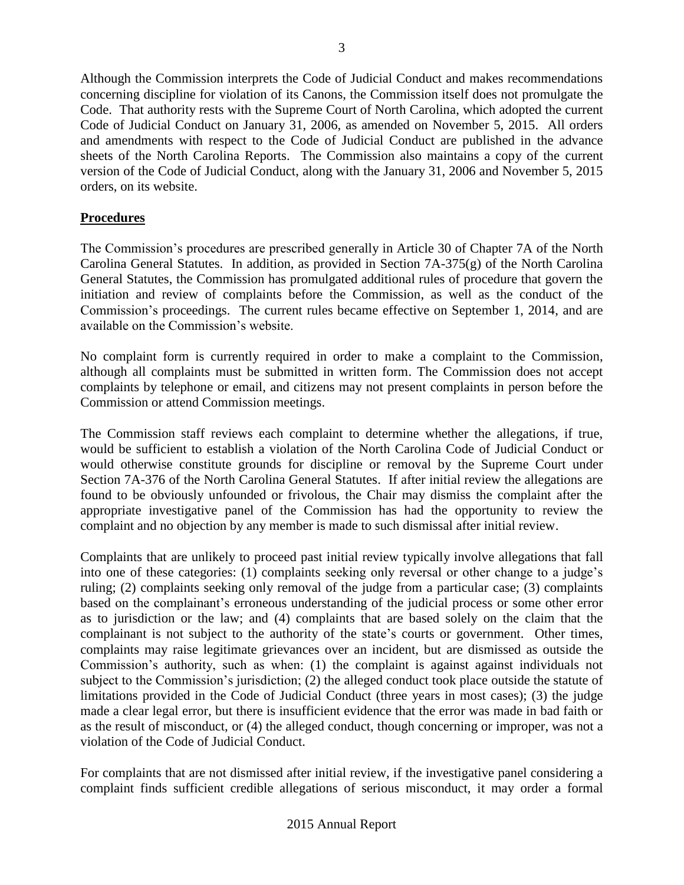Although the Commission interprets the Code of Judicial Conduct and makes recommendations concerning discipline for violation of its Canons, the Commission itself does not promulgate the Code. That authority rests with the Supreme Court of North Carolina, which adopted the current Code of Judicial Conduct on January 31, 2006, as amended on November 5, 2015. All orders and amendments with respect to the Code of Judicial Conduct are published in the advance sheets of the North Carolina Reports. The Commission also maintains a copy of the current version of the Code of Judicial Conduct, along with the January 31, 2006 and November 5, 2015 orders, on its website.

## Procedures

The Commission's procedures are prescribed generally in Article 30 of Chapter 7A of the North Carolina General Statutes. In addition, as provided in Section 7A-375(g) of the North Carolina General Statutes, the Commission has promulgated additional rules of procedure that govern the initiation and review of complaints before the Commission, as well as the conduct of the Commission's proceedings. The current rules became effective on September 1, 2014, and are available on the Commission's website.

No complaint form is currently required in order to make a complaint to the Commission, although all complaints must be submitted in written form. The Commission does not accept complaints by telephone or email, and citizens may not present complaints in person before the Commission or attend Commission meetings.

The Commission staff reviews each complaint to determine whether the allegations, if true, would be sufficient to establish a violation of the North Carolina Code of Judicial Conduct or would otherwise constitute grounds for discipline or removal by the Supreme Court under Section 7A-376 of the North Carolina General Statutes. If after initial review the allegations are found to be obviously unfounded or frivolous, the Chair may dismiss the complaint after the appropriate investigative panel of the Commission has had the opportunity to review the complaint and no objection by any member is made to such dismissal after initial review.

Complaints that are unlikely to proceed past initial review typically involve allegations that fall into one of these categories: (1) complaints seeking only reversal or other change to a judge's ruling; (2) complaints seeking only removal of the judge from a particular case; (3) complaints based on the complainant's erroneous understanding of the judicial process or some other error as to jurisdiction or the law; and (4) complaints that are based solely on the claim that the complainant is not subject to the authority of the state's courts or government. Other times, complaints may raise legitimate grievances over an incident, but are dismissed as outside the Commission's authority, such as when: (1) the complaint is against against individuals not subject to the Commission's jurisdiction; (2) the alleged conduct took place outside the statute of limitations provided in the Code of Judicial Conduct (three years in most cases); (3) the judge made a clear legal error, but there is insufficient evidence that the error was made in bad faith or as the result of misconduct, or (4) the alleged conduct, though concerning or improper, was not a violation of the Code of Judicial Conduct.

For complaints that are not dismissed after initial review, if the investigative panel considering a complaint finds sufficient credible allegations of serious misconduct, it may order a formal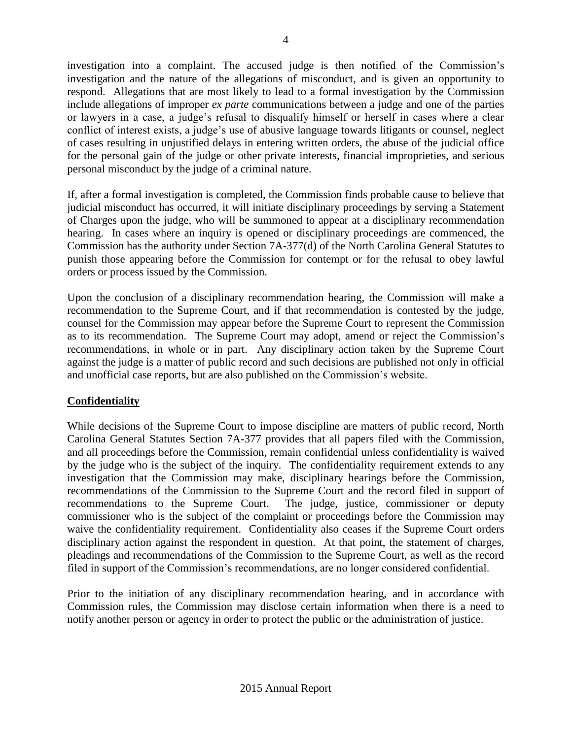investigation into a complaint. The accused judge is then notified of the Commission's investigation and the nature of the allegations of misconduct, and is given an opportunity to respond. Allegations that are most likely to lead to a formal investigation by the Commission include allegations of improper *ex parte* communications between a judge and one of the parties or lawyers in a case, a judge's refusal to disqualify himself or herself in cases where a clear conflict of interest exists, a judge's use of abusive language towards litigants or counsel, neglect of cases resulting in unjustified delays in entering written orders, the abuse of the judicial office for the personal gain of the judge or other private interests, financial improprieties, and serious personal misconduct by the judge of a criminal nature.

If, after a formal investigation is completed, the Commission finds probable cause to believe that judicial misconduct has occurred, it will initiate disciplinary proceedings by serving a Statement of Charges upon the judge, who will be summoned to appear at a disciplinary recommendation hearing. In cases where an inquiry is opened or disciplinary proceedings are commenced, the Commission has the authority under Section 7A-377(d) of the North Carolina General Statutes to punish those appearing before the Commission for contempt or for the refusal to obey lawful orders or process issued by the Commission.

Upon the conclusion of a disciplinary recommendation hearing, the Commission will make a recommendation to the Supreme Court, and if that recommendation is contested by the judge, counsel for the Commission may appear before the Supreme Court to represent the Commission as to its recommendation. The Supreme Court may adopt, amend or reject the Commission's recommendations, in whole or in part. Any disciplinary action taken by the Supreme Court against the judge is a matter of public record and such decisions are published not only in official and unofficial case reports, but are also published on the Commission's website.

## Confidentiality

While decisions of the Supreme Court to impose discipline are matters of public record, North Carolina General Statutes Section 7A-377 provides that all papers filed with the Commission, and all proceedings before the Commission, remain confidential unless confidentiality is waived by the judge who is the subject of the inquiry. The confidentiality requirement extends to any investigation that the Commission may make, disciplinary hearings before the Commission, recommendations of the Commission to the Supreme Court and the record filed in support of recommendations to the Supreme Court. The judge, justice, commissioner or deputy commissioner who is the subject of the complaint or proceedings before the Commission may waive the confidentiality requirement. Confidentiality also ceases if the Supreme Court orders disciplinary action against the respondent in question. At that point, the statement of charges, pleadings and recommendations of the Commission to the Supreme Court, as well as the record filed in support of the Commission's recommendations, are no longer considered confidential.

Prior to the initiation of any disciplinary recommendation hearing, and in accordance with Commission rules, the Commission may disclose certain information when there is a need to notify another person or agency in order to protect the public or the administration of justice.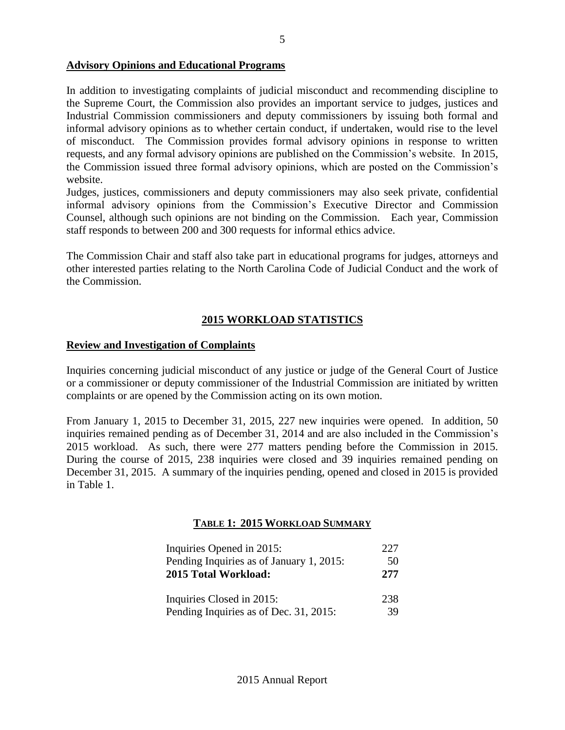## Advisory Opinions and Educational Programs

In addition to investigating complaints of judicial misconduct and recommending discipline to the Supreme Court, the Commission also provides an important service to judges, justices and Industrial Commission commissioners and deputy commissioners by issuing both formal and informal advisory opinions as to whether certain conduct, if undertaken, would rise to the level of misconduct. The Commission provides formal advisory opinions in response to written requests, and any formal advisory opinions are published on the Commission's website. In 2015, the Commission issued three formal advisory opinions, which are posted on the Commission's website.

Judges, justices, commissioners and deputy commissioners may also seek private, confidential informal advisory opinions from the Commission's Executive Director and Commission Counsel, although such opinions are not binding on the Commission. Each year, Commission staff responds to between 200 and 300 requests for informal ethics advice.

The Commission Chair and staff also take part in educational programs for judges, attorneys and other interested parties relating to the North Carolina Code of Judicial Conduct and the work of the Commission.

# 2015 WORKLOAD STATISTICS

## Review and Investigation of Complaints

Inquiries concerning judicial misconduct of any justice or judge of the General Court of Justice or a commissioner or deputy commissioner of the Industrial Commission are initiated by written complaints or are opened by the Commission acting on its own motion.

From January 1, 2015 to December 31, 2015, 227 new inquiries were opened. In addition, 50 inquiries remained pending as of December 31, 2014 and are also included in the Commission's 2015 workload. As such, there were 277 matters pending before the Commission in 2015. During the course of 2015, 238 inquiries were closed and 39 inquiries remained pending on December 31, 2015. A summary of the inquiries pending, opened and closed in 2015 is provided in Table 1.

### TABLE 1: 2015 WORKLOAD SUMMARY

| | |
|---|---|
| Inquiries Opened in 2015: | 227 |
| Pending Inquiries as of January 1, 2015: | 50 |
| **2015 Total Workload:** | **277** |
| Inquiries Closed in 2015: | 238 |
| Pending Inquiries as of Dec. 31, 2015: | 39 |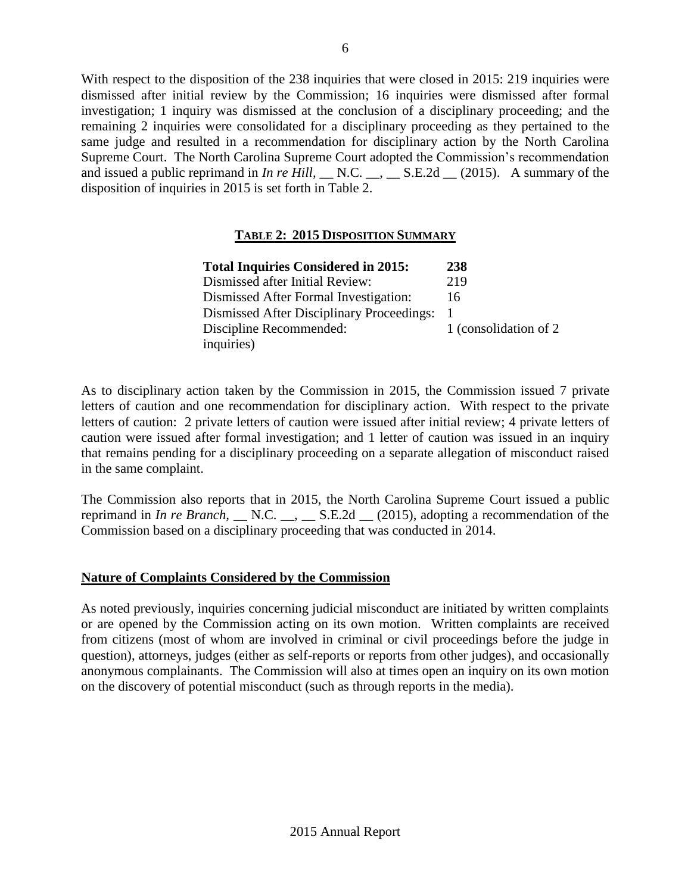With respect to the disposition of the 238 inquiries that were closed in 2015: 219 inquiries were dismissed after initial review by the Commission; 16 inquiries were dismissed after formal investigation; 1 inquiry was dismissed at the conclusion of a disciplinary proceeding; and the remaining 2 inquiries were consolidated for a disciplinary proceeding as they pertained to the same judge and resulted in a recommendation for disciplinary action by the North Carolina Supreme Court. The North Carolina Supreme Court adopted the Commission's recommendation and issued a public reprimand in *In re Hill,* __ N.C. __, __ S.E.2d __ (2015). A summary of the disposition of inquiries in 2015 is set forth in Table 2.

**TABLE 2: 2015 DISPOSITION SUMMARY**

| **Total Inquiries Considered in 2015:** | **238** |
|---|---|
| Dismissed after Initial Review: | 219 |
| Dismissed After Formal Investigation: | 16 |
| Dismissed After Disciplinary Proceedings: | 1 |
| Discipline Recommended: | 1 (consolidation of 2 inquiries) |

As to disciplinary action taken by the Commission in 2015, the Commission issued 7 private letters of caution and one recommendation for disciplinary action. With respect to the private letters of caution: 2 private letters of caution were issued after initial review; 4 private letters of caution were issued after formal investigation; and 1 letter of caution was issued in an inquiry that remains pending for a disciplinary proceeding on a separate allegation of misconduct raised in the same complaint.

The Commission also reports that in 2015, the North Carolina Supreme Court issued a public reprimand in *In re Branch,* __ N.C. __, __ S.E.2d __ (2015), adopting a recommendation of the Commission based on a disciplinary proceeding that was conducted in 2014.

## Nature of Complaints Considered by the Commission

As noted previously, inquiries concerning judicial misconduct are initiated by written complaints or are opened by the Commission acting on its own motion. Written complaints are received from citizens (most of whom are involved in criminal or civil proceedings before the judge in question), attorneys, judges (either as self-reports or reports from other judges), and occasionally anonymous complainants. The Commission will also at times open an inquiry on its own motion on the discovery of potential misconduct (such as through reports in the media).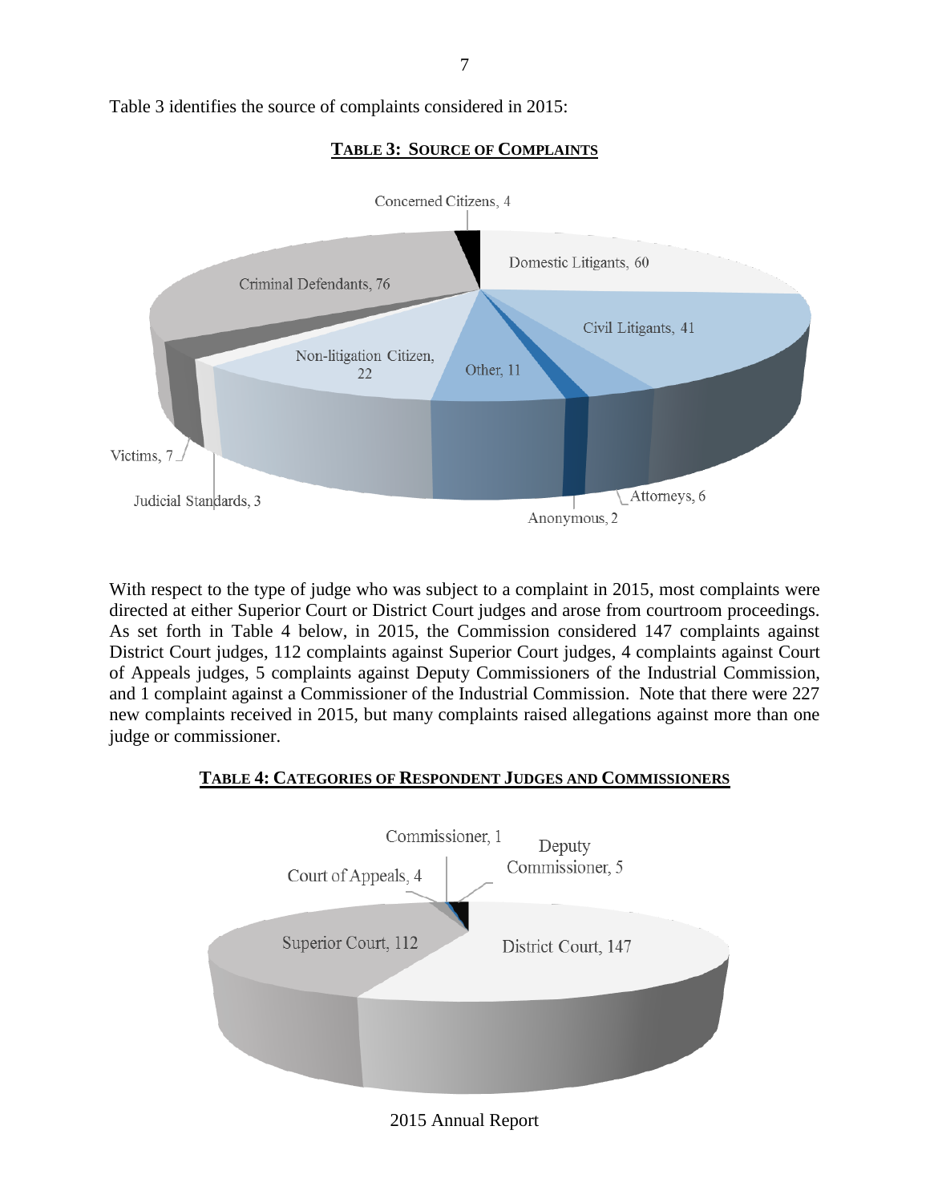Table 3 identifies the source of complaints considered in 2015:

**TABLE 3: SOURCE OF COMPLAINTS**

| Source | Number |
|---|---|
| Concerned Citizens | 4 |
| Domestic Litigants | 60 |
| Civil Litigants | 41 |
| Attorneys | 6 |
| Anonymous | 2 |
| Other | 11 |
| Non-litigation Citizen | 22 |
| Judicial Standards | 3 |
| Victims | 7 |
| Criminal Defendants | 76 |

With respect to the type of judge who was subject to a complaint in 2015, most complaints were directed at either Superior Court or District Court judges and arose from courtroom proceedings. As set forth in Table 4 below, in 2015, the Commission considered 147 complaints against District Court judges, 112 complaints against Superior Court judges, 4 complaints against Court of Appeals judges, 5 complaints against Deputy Commissioners of the Industrial Commission, and 1 complaint against a Commissioner of the Industrial Commission. Note that there were 227 new complaints received in 2015, but many complaints raised allegations against more than one judge or commissioner.

**TABLE 4: CATEGORIES OF RESPONDENT JUDGES AND COMMISSIONERS**

| Category | Number |
|---|---|
| Commissioner | 1 |
| Deputy Commissioner | 5 |
| District Court | 147 |
| Superior Court | 112 |
| Court of Appeals | 4 |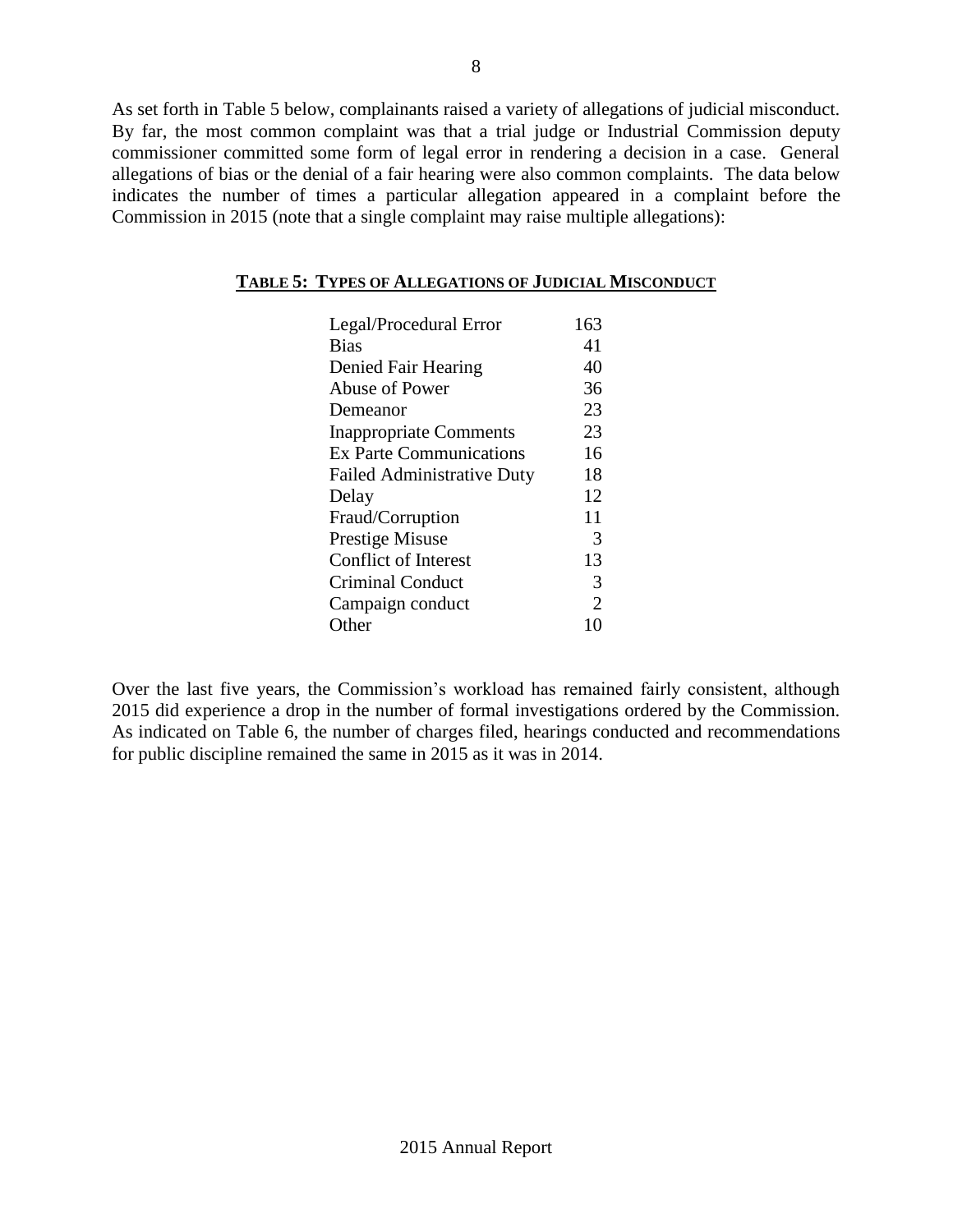As set forth in Table 5 below, complainants raised a variety of allegations of judicial misconduct. By far, the most common complaint was that a trial judge or Industrial Commission deputy commissioner committed some form of legal error in rendering a decision in a case. General allegations of bias or the denial of a fair hearing were also common complaints. The data below indicates the number of times a particular allegation appeared in a complaint before the Commission in 2015 (note that a single complaint may raise multiple allegations):

**TABLE 5: TYPES OF ALLEGATIONS OF JUDICIAL MISCONDUCT**

| Allegation | Count |
|---|---|
| Legal/Procedural Error | 163 |
| Bias | 41 |
| Denied Fair Hearing | 40 |
| Abuse of Power | 36 |
| Demeanor | 23 |
| Inappropriate Comments | 23 |
| Ex Parte Communications | 16 |
| Failed Administrative Duty | 18 |
| Delay | 12 |
| Fraud/Corruption | 11 |
| Prestige Misuse | 3 |
| Conflict of Interest | 13 |
| Criminal Conduct | 3 |
| Campaign conduct | 2 |
| Other | 10 |

Over the last five years, the Commission's workload has remained fairly consistent, although 2015 did experience a drop in the number of formal investigations ordered by the Commission. As indicated on Table 6, the number of charges filed, hearings conducted and recommendations for public discipline remained the same in 2015 as it was in 2014.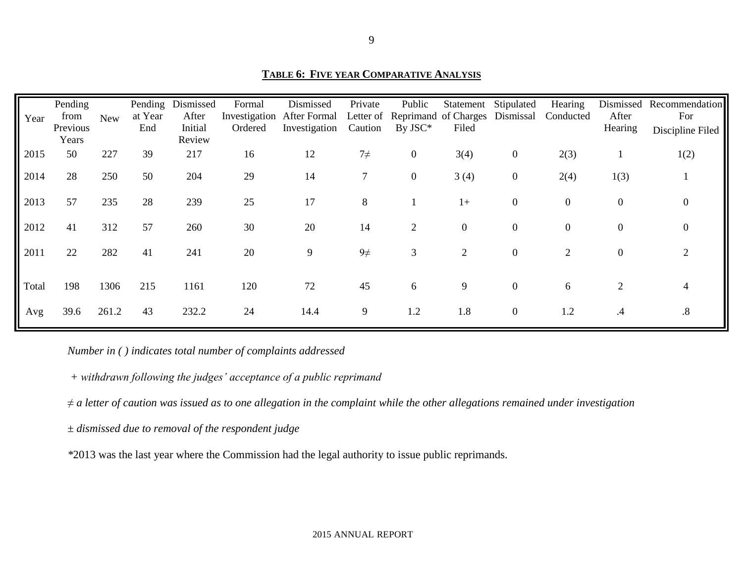**TABLE 6: FIVE YEAR COMPARATIVE ANALYSIS**

| Year | Pending from Previous Years | New | Pending at Year End | Dismissed After Initial Review | Formal Investigation Ordered | Dismissed After Formal Investigation | Private Letter of Caution | Public Reprimand By JSC* | Statement of Charges Filed | Stipulated Dismissal | Hearing Conducted | Dismissed After Hearing | Recommendation For Discipline Filed |
|---|---|---|---|---|---|---|---|---|---|---|---|---|---|
| 2015 | 50 | 227 | 39 | 217 | 16 | 12 | 7≠ | 0 | 3(4) | 0 | 2(3) | 1 | 1(2) |
| 2014 | 28 | 250 | 50 | 204 | 29 | 14 | 7 | 0 | 3 (4) | 0 | 2(4) | 1(3) | 1 |
| 2013 | 57 | 235 | 28 | 239 | 25 | 17 | 8 | 1 | 1+ | 0 | 0 | 0 | 0 |
| 2012 | 41 | 312 | 57 | 260 | 30 | 20 | 14 | 2 | 0 | 0 | 0 | 0 | 0 |
| 2011 | 22 | 282 | 41 | 241 | 20 | 9 | 9≠ | 3 | 2 | 0 | 2 | 0 | 2 |
| Total | 198 | 1306 | 215 | 1161 | 120 | 72 | 45 | 6 | 9 | 0 | 6 | 2 | 4 |
| Avg | 39.6 | 261.2 | 43 | 232.2 | 24 | 14.4 | 9 | 1.2 | 1.8 | 0 | 1.2 | .4 | .8 |

*Number in ( ) indicates total number of complaints addressed*

*+ withdrawn following the judges' acceptance of a public reprimand*

*≠ a letter of caution was issued as to one allegation in the complaint while the other allegations remained under investigation*

*± dismissed due to removal of the respondent judge*

*2013 was the last year where the Commission had the legal authority to issue public reprimands.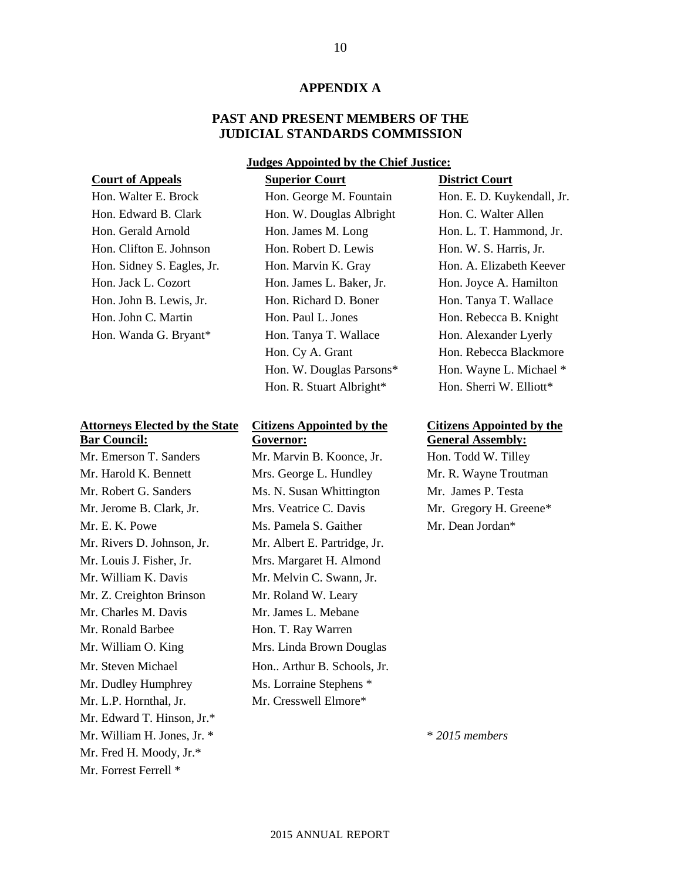## APPENDIX A

## PAST AND PRESENT MEMBERS OF THE JUDICIAL STANDARDS COMMISSION

### Judges Appointed by the Chief Justice:

**Court of Appeals**

Hon. Walter E. Brock
Hon. Edward B. Clark
Hon. Gerald Arnold
Hon. Clifton E. Johnson
Hon. Sidney S. Eagles, Jr.
Hon. Jack L. Cozort
Hon. John B. Lewis, Jr.
Hon. John C. Martin
Hon. Wanda G. Bryant*

**Superior Court**

Hon. George M. Fountain
Hon. W. Douglas Albright
Hon. James M. Long
Hon. Robert D. Lewis
Hon. Marvin K. Gray
Hon. James L. Baker, Jr.
Hon. Richard D. Boner
Hon. Paul L. Jones
Hon. Tanya T. Wallace
Hon. Cy A. Grant
Hon. W. Douglas Parsons*
Hon. R. Stuart Albright*

**District Court**

Hon. E. D. Kuykendall, Jr.
Hon. C. Walter Allen
Hon. L. T. Hammond, Jr.
Hon. W. S. Harris, Jr.
Hon. A. Elizabeth Keever
Hon. Joyce A. Hamilton
Hon. Tanya T. Wallace
Hon. Rebecca B. Knight
Hon. Alexander Lyerly
Hon. Rebecca Blackmore
Hon. Wayne L. Michael *
Hon. Sherri W. Elliott*

**Attorneys Elected by the State Bar Council:**

Mr. Emerson T. Sanders
Mr. Harold K. Bennett
Mr. Robert G. Sanders
Mr. Jerome B. Clark, Jr.
Mr. E. K. Powe
Mr. Rivers D. Johnson, Jr.
Mr. Louis J. Fisher, Jr.
Mr. William K. Davis
Mr. Z. Creighton Brinson
Mr. Charles M. Davis
Mr. Ronald Barbee
Mr. William O. King
Mr. Steven Michael
Mr. Dudley Humphrey
Mr. L.P. Hornthal, Jr.
Mr. Edward T. Hinson, Jr.*
Mr. William H. Jones, Jr. *
Mr. Fred H. Moody, Jr.*
Mr. Forrest Ferrell *

**Citizens Appointed by the Governor:**

Mr. Marvin B. Koonce, Jr.
Mrs. George L. Hundley
Ms. N. Susan Whittington
Mrs. Veatrice C. Davis
Ms. Pamela S. Gaither
Mr. Albert E. Partridge, Jr.
Mrs. Margaret H. Almond
Mr. Melvin C. Swann, Jr.
Mr. Roland W. Leary
Mr. James L. Mebane
Hon. T. Ray Warren
Mrs. Linda Brown Douglas
Hon.. Arthur B. Schools, Jr.
Ms. Lorraine Stephens *
Mr. Cresswell Elmore*

**Citizens Appointed by the General Assembly:**

Hon. Todd W. Tilley
Mr. R. Wayne Troutman
Mr. James P. Testa
Mr. Gregory H. Greene*
Mr. Dean Jordan*

\* *2015 members*